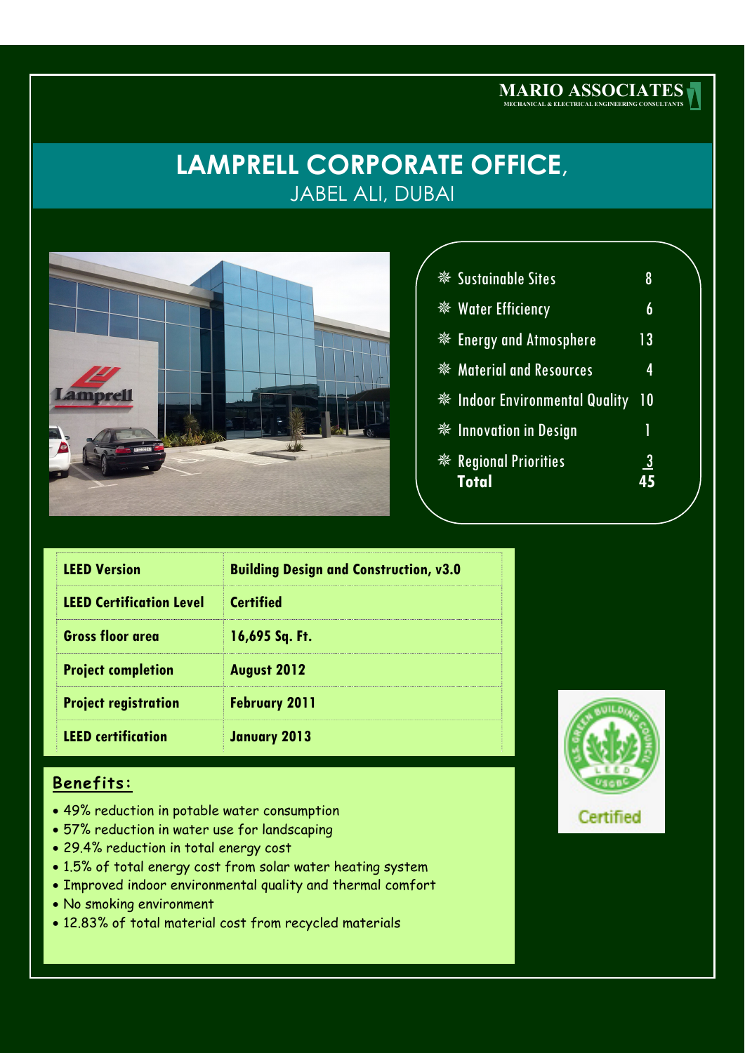MARIO ASSOCIATES
MECHANICAL & ELECTRICAL ENGINEERING CONSULTANTS

# LAMPRELL CORPORATE OFFICE, JABEL ALI, DUBAI

| Category | Points |
|---|---|
| Sustainable Sites | 8 |
| Water Efficiency | 6 |
| Energy and Atmosphere | 13 |
| Material and Resources | 4 |
| Indoor Environmental Quality | 10 |
| Innovation in Design | 1 |
| Regional Priorities | 3 |
| **Total** | **45** |

| LEED Version | Building Design and Construction, v3.0 |
|---|---|
| LEED Certification Level | Certified |
| Gross floor area | 16,695 Sq. Ft. |
| Project completion | August 2012 |
| Project registration | February 2011 |
| LEED certification | January 2013 |

## Benefits:

- 49% reduction in potable water consumption
- 57% reduction in water use for landscaping
- 29.4% reduction in total energy cost
- 1.5% of total energy cost from solar water heating system
- Improved indoor environmental quality and thermal comfort
- No smoking environment
- 12.83% of total material cost from recycled materials

Certified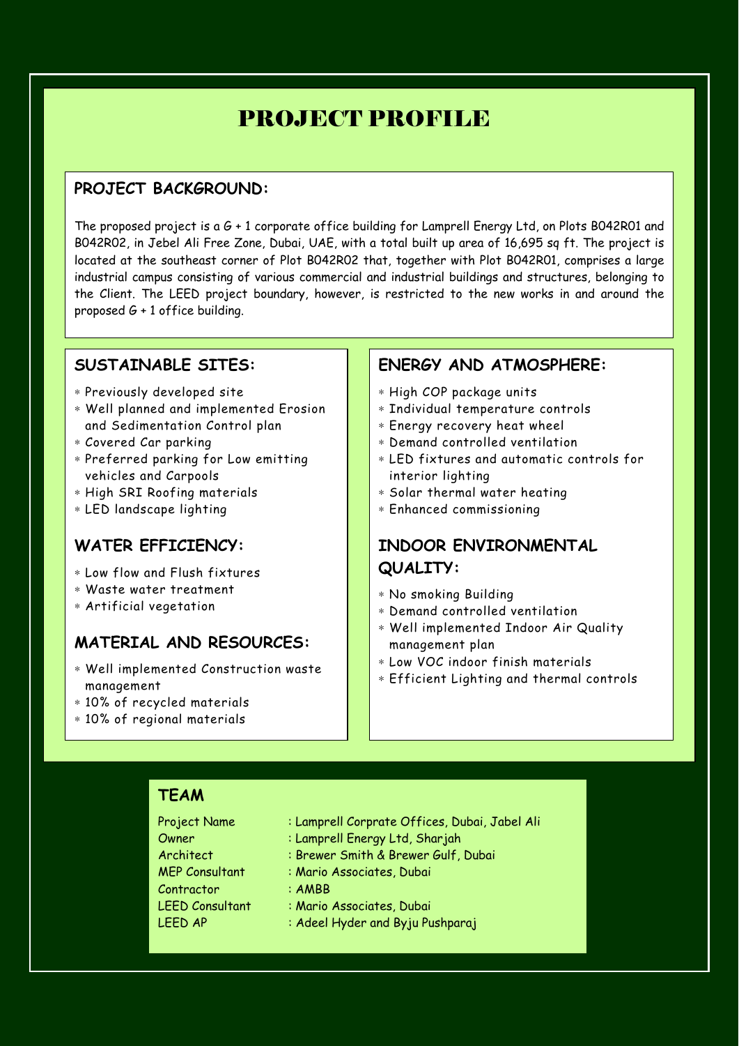# PROJECT PROFILE

## PROJECT BACKGROUND:

The proposed project is a G + 1 corporate office building for Lamprell Energy Ltd, on Plots B042R01 and B042R02, in Jebel Ali Free Zone, Dubai, UAE, with a total built up area of 16,695 sq ft. The project is located at the southeast corner of Plot B042R02 that, together with Plot B042R01, comprises a large industrial campus consisting of various commercial and industrial buildings and structures, belonging to the Client. The LEED project boundary, however, is restricted to the new works in and around the proposed G + 1 office building.

## SUSTAINABLE SITES:

- Previously developed site
- Well planned and implemented Erosion and Sedimentation Control plan
- Covered Car parking
- Preferred parking for Low emitting vehicles and Carpools
- High SRI Roofing materials
- LED landscape lighting

## WATER EFFICIENCY:

- Low flow and Flush fixtures
- Waste water treatment
- Artificial vegetation

## MATERIAL AND RESOURCES:

- Well implemented Construction waste management
- 10% of recycled materials
- 10% of regional materials

## ENERGY AND ATMOSPHERE:

- High COP package units
- Individual temperature controls
- Energy recovery heat wheel
- Demand controlled ventilation
- LED fixtures and automatic controls for interior lighting
- Solar thermal water heating
- Enhanced commissioning

## INDOOR ENVIRONMENTAL QUALITY:

- No smoking Building
- Demand controlled ventilation
- Well implemented Indoor Air Quality management plan
- Low VOC indoor finish materials
- Efficient Lighting and thermal controls

## TEAM

| | |
|---|---|
| Project Name | : Lamprell Corprate Offices, Dubai, Jabel Ali |
| Owner | : Lamprell Energy Ltd, Sharjah |
| Architect | : Brewer Smith & Brewer Gulf, Dubai |
| MEP Consultant | : Mario Associates, Dubai |
| Contractor | : AMBB |
| LEED Consultant | : Mario Associates, Dubai |
| LEED AP | : Adeel Hyder and Byju Pushparaj |